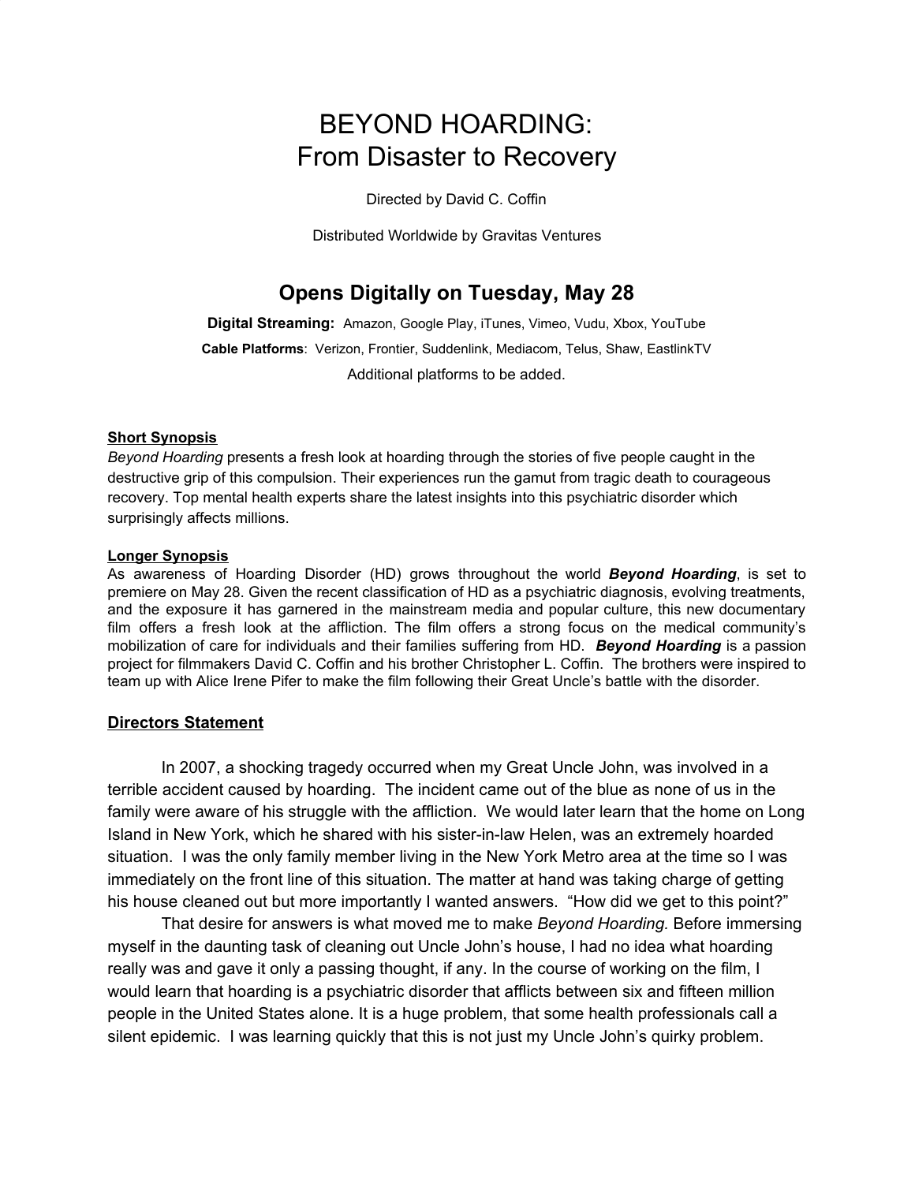# BEYOND HOARDING:
# From Disaster to Recovery

Directed by David C. Coffin

Distributed Worldwide by Gravitas Ventures

## Opens Digitally on Tuesday, May 28

**Digital Streaming:** Amazon, Google Play, iTunes, Vimeo, Vudu, Xbox, YouTube

**Cable Platforms**: Verizon, Frontier, Suddenlink, Mediacom, Telus, Shaw, EastlinkTV

Additional platforms to be added.

**Short Synopsis**

*Beyond Hoarding* presents a fresh look at hoarding through the stories of five people caught in the destructive grip of this compulsion. Their experiences run the gamut from tragic death to courageous recovery. Top mental health experts share the latest insights into this psychiatric disorder which surprisingly affects millions.

**Longer Synopsis**

As awareness of Hoarding Disorder (HD) grows throughout the world ***Beyond Hoarding***, is set to premiere on May 28. Given the recent classification of HD as a psychiatric diagnosis, evolving treatments, and the exposure it has garnered in the mainstream media and popular culture, this new documentary film offers a fresh look at the affliction. The film offers a strong focus on the medical community's mobilization of care for individuals and their families suffering from HD. ***Beyond Hoarding*** is a passion project for filmmakers David C. Coffin and his brother Christopher L. Coffin. The brothers were inspired to team up with Alice Irene Pifer to make the film following their Great Uncle's battle with the disorder.

**Directors Statement**

In 2007, a shocking tragedy occurred when my Great Uncle John, was involved in a terrible accident caused by hoarding. The incident came out of the blue as none of us in the family were aware of his struggle with the affliction. We would later learn that the home on Long Island in New York, which he shared with his sister-in-law Helen, was an extremely hoarded situation. I was the only family member living in the New York Metro area at the time so I was immediately on the front line of this situation. The matter at hand was taking charge of getting his house cleaned out but more importantly I wanted answers. "How did we get to this point?"

That desire for answers is what moved me to make *Beyond Hoarding.* Before immersing myself in the daunting task of cleaning out Uncle John's house, I had no idea what hoarding really was and gave it only a passing thought, if any. In the course of working on the film, I would learn that hoarding is a psychiatric disorder that afflicts between six and fifteen million people in the United States alone. It is a huge problem, that some health professionals call a silent epidemic. I was learning quickly that this is not just my Uncle John's quirky problem.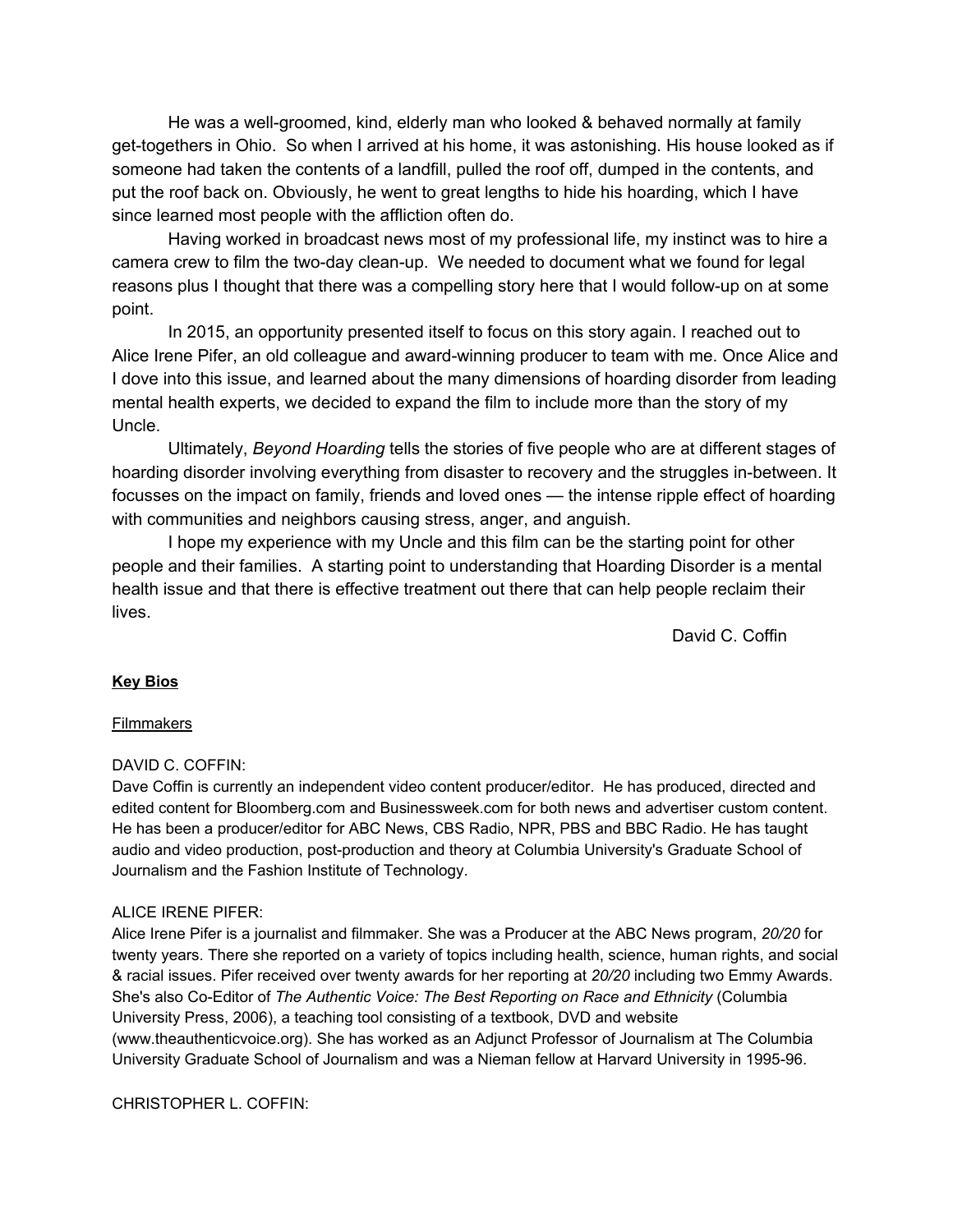He was a well-groomed, kind, elderly man who looked & behaved normally at family get-togethers in Ohio.  So when I arrived at his home, it was astonishing. His house looked as if someone had taken the contents of a landfill, pulled the roof off, dumped in the contents, and put the roof back on. Obviously, he went to great lengths to hide his hoarding, which I have since learned most people with the affliction often do.

Having worked in broadcast news most of my professional life, my instinct was to hire a camera crew to film the two-day clean-up.  We needed to document what we found for legal reasons plus I thought that there was a compelling story here that I would follow-up on at some point.

In 2015, an opportunity presented itself to focus on this story again. I reached out to Alice Irene Pifer, an old colleague and award-winning producer to team with me. Once Alice and I dove into this issue, and learned about the many dimensions of hoarding disorder from leading mental health experts, we decided to expand the film to include more than the story of my Uncle.

Ultimately, *Beyond Hoarding* tells the stories of five people who are at different stages of hoarding disorder involving everything from disaster to recovery and the struggles in-between. It focusses on the impact on family, friends and loved ones — the intense ripple effect of hoarding with communities and neighbors causing stress, anger, and anguish.

I hope my experience with my Uncle and this film can be the starting point for other people and their families.  A starting point to understanding that Hoarding Disorder is a mental health issue and that there is effective treatment out there that can help people reclaim their lives.

David C. Coffin

## **Key Bios**

### Filmmakers

DAVID C. COFFIN:

Dave Coffin is currently an independent video content producer/editor.  He has produced, directed and edited content for Bloomberg.com and Businessweek.com for both news and advertiser custom content. He has been a producer/editor for ABC News, CBS Radio, NPR, PBS and BBC Radio. He has taught audio and video production, post-production and theory at Columbia University's Graduate School of Journalism and the Fashion Institute of Technology.

ALICE IRENE PIFER:

Alice Irene Pifer is a journalist and filmmaker. She was a Producer at the ABC News program, *20/20* for twenty years. There she reported on a variety of topics including health, science, human rights, and social & racial issues. Pifer received over twenty awards for her reporting at *20/20* including two Emmy Awards. She's also Co-Editor of *The Authentic Voice: The Best Reporting on Race and Ethnicity* (Columbia University Press, 2006), a teaching tool consisting of a textbook, DVD and website (www.theauthenticvoice.org). She has worked as an Adjunct Professor of Journalism at The Columbia University Graduate School of Journalism and was a Nieman fellow at Harvard University in 1995-96.

CHRISTOPHER L. COFFIN: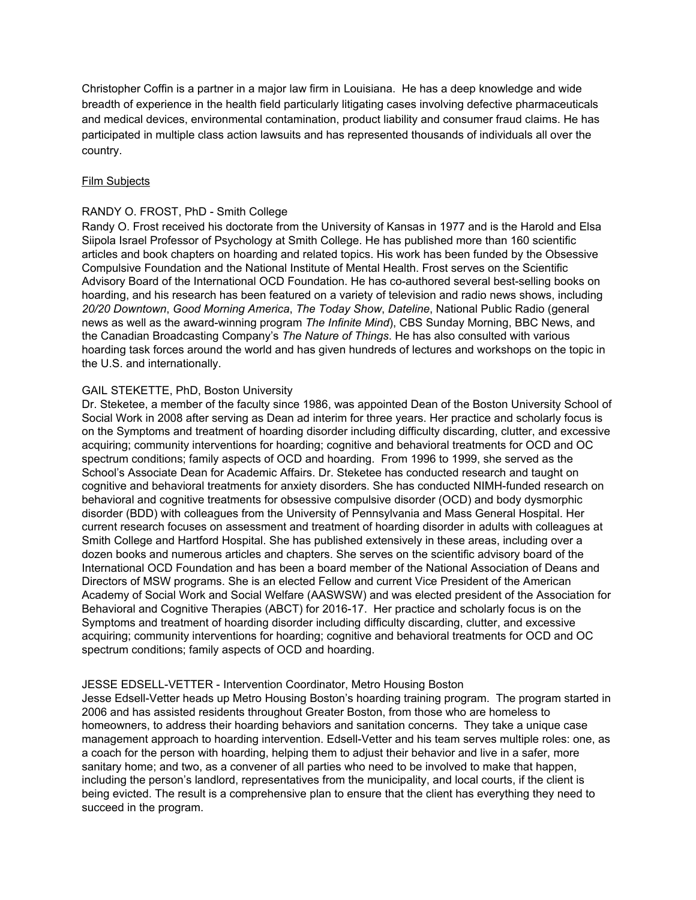Christopher Coffin is a partner in a major law firm in Louisiana. He has a deep knowledge and wide breadth of experience in the health field particularly litigating cases involving defective pharmaceuticals and medical devices, environmental contamination, product liability and consumer fraud claims. He has participated in multiple class action lawsuits and has represented thousands of individuals all over the country.

<u>Film Subjects</u>

RANDY O. FROST, PhD - Smith College
Randy O. Frost received his doctorate from the University of Kansas in 1977 and is the Harold and Elsa Siipola Israel Professor of Psychology at Smith College. He has published more than 160 scientific articles and book chapters on hoarding and related topics. His work has been funded by the Obsessive Compulsive Foundation and the National Institute of Mental Health. Frost serves on the Scientific Advisory Board of the International OCD Foundation. He has co-authored several best-selling books on hoarding, and his research has been featured on a variety of television and radio news shows, including *20/20 Downtown*, *Good Morning America*, *The Today Show*, *Dateline*, National Public Radio (general news as well as the award-winning program *The Infinite Mind*), CBS Sunday Morning, BBC News, and the Canadian Broadcasting Company's *The Nature of Things*. He has also consulted with various hoarding task forces around the world and has given hundreds of lectures and workshops on the topic in the U.S. and internationally.

GAIL STEKETTE, PhD, Boston University
Dr. Steketee, a member of the faculty since 1986, was appointed Dean of the Boston University School of Social Work in 2008 after serving as Dean ad interim for three years. Her practice and scholarly focus is on the Symptoms and treatment of hoarding disorder including difficulty discarding, clutter, and excessive acquiring; community interventions for hoarding; cognitive and behavioral treatments for OCD and OC spectrum conditions; family aspects of OCD and hoarding. From 1996 to 1999, she served as the School's Associate Dean for Academic Affairs. Dr. Steketee has conducted research and taught on cognitive and behavioral treatments for anxiety disorders. She has conducted NIMH-funded research on behavioral and cognitive treatments for obsessive compulsive disorder (OCD) and body dysmorphic disorder (BDD) with colleagues from the University of Pennsylvania and Mass General Hospital. Her current research focuses on assessment and treatment of hoarding disorder in adults with colleagues at Smith College and Hartford Hospital. She has published extensively in these areas, including over a dozen books and numerous articles and chapters. She serves on the scientific advisory board of the International OCD Foundation and has been a board member of the National Association of Deans and Directors of MSW programs. She is an elected Fellow and current Vice President of the American Academy of Social Work and Social Welfare (AASWSW) and was elected president of the Association for Behavioral and Cognitive Therapies (ABCT) for 2016-17. Her practice and scholarly focus is on the Symptoms and treatment of hoarding disorder including difficulty discarding, clutter, and excessive acquiring; community interventions for hoarding; cognitive and behavioral treatments for OCD and OC spectrum conditions; family aspects of OCD and hoarding.

JESSE EDSELL-VETTER - Intervention Coordinator, Metro Housing Boston
Jesse Edsell-Vetter heads up Metro Housing Boston's hoarding training program. The program started in 2006 and has assisted residents throughout Greater Boston, from those who are homeless to homeowners, to address their hoarding behaviors and sanitation concerns. They take a unique case management approach to hoarding intervention. Edsell-Vetter and his team serves multiple roles: one, as a coach for the person with hoarding, helping them to adjust their behavior and live in a safer, more sanitary home; and two, as a convener of all parties who need to be involved to make that happen, including the person's landlord, representatives from the municipality, and local courts, if the client is being evicted. The result is a comprehensive plan to ensure that the client has everything they need to succeed in the program.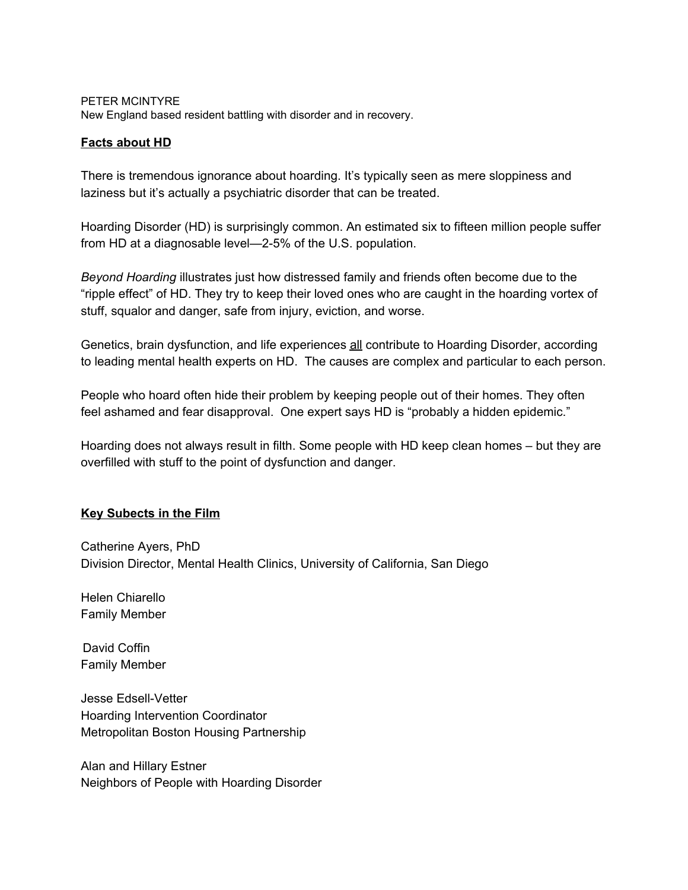PETER MCINTYRE
New England based resident battling with disorder and in recovery.

## Facts about HD

There is tremendous ignorance about hoarding. It's typically seen as mere sloppiness and laziness but it's actually a psychiatric disorder that can be treated.

Hoarding Disorder (HD) is surprisingly common. An estimated six to fifteen million people suffer from HD at a diagnosable level—2-5% of the U.S. population.

*Beyond Hoarding* illustrates just how distressed family and friends often become due to the "ripple effect" of HD. They try to keep their loved ones who are caught in the hoarding vortex of stuff, squalor and danger, safe from injury, eviction, and worse.

Genetics, brain dysfunction, and life experiences all contribute to Hoarding Disorder, according to leading mental health experts on HD. The causes are complex and particular to each person.

People who hoard often hide their problem by keeping people out of their homes. They often feel ashamed and fear disapproval. One expert says HD is "probably a hidden epidemic."

Hoarding does not always result in filth. Some people with HD keep clean homes – but they are overfilled with stuff to the point of dysfunction and danger.

## Key Subects in the Film

Catherine Ayers, PhD
Division Director, Mental Health Clinics, University of California, San Diego

Helen Chiarello
Family Member

David Coffin
Family Member

Jesse Edsell-Vetter
Hoarding Intervention Coordinator
Metropolitan Boston Housing Partnership

Alan and Hillary Estner
Neighbors of People with Hoarding Disorder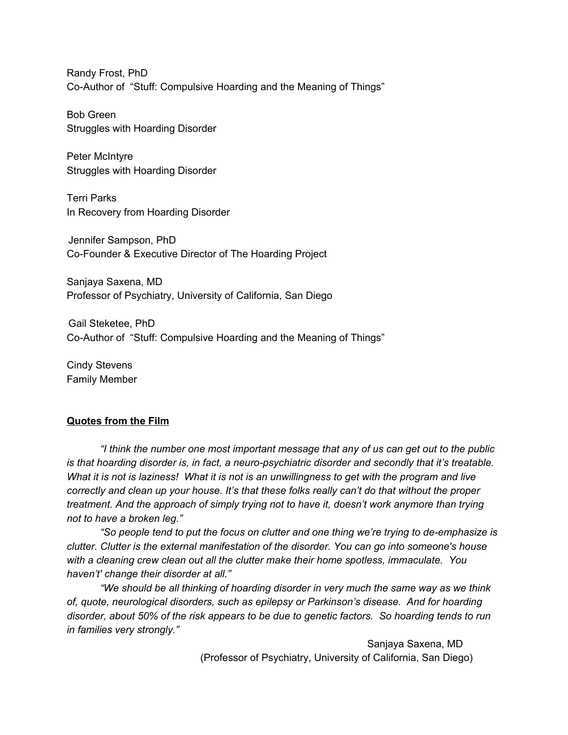Randy Frost, PhD
Co-Author of "Stuff: Compulsive Hoarding and the Meaning of Things"

Bob Green
Struggles with Hoarding Disorder

Peter McIntyre
Struggles with Hoarding Disorder

Terri Parks
In Recovery from Hoarding Disorder

Jennifer Sampson, PhD
Co-Founder & Executive Director of The Hoarding Project

Sanjaya Saxena, MD
Professor of Psychiatry, University of California, San Diego

Gail Steketee, PhD
Co-Author of "Stuff: Compulsive Hoarding and the Meaning of Things"

Cindy Stevens
Family Member

**Quotes from the Film**

*"I think the number one most important message that any of us can get out to the public is that hoarding disorder is, in fact, a neuro-psychiatric disorder and secondly that it's treatable. What it is not is laziness! What it is not is an unwillingness to get with the program and live correctly and clean up your house. It's that these folks really can't do that without the proper treatment. And the approach of simply trying not to have it, doesn't work anymore than trying not to have a broken leg."*

*"So people tend to put the focus on clutter and one thing we're trying to de-emphasize is clutter. Clutter is the external manifestation of the disorder. You can go into someone's house with a cleaning crew clean out all the clutter make their home spotless, immaculate. You haven't' change their disorder at all."*

*"We should be all thinking of hoarding disorder in very much the same way as we think of, quote, neurological disorders, such as epilepsy or Parkinson's disease. And for hoarding disorder, about 50% of the risk appears to be due to genetic factors. So hoarding tends to run in families very strongly."*

Sanjaya Saxena, MD
(Professor of Psychiatry, University of California, San Diego)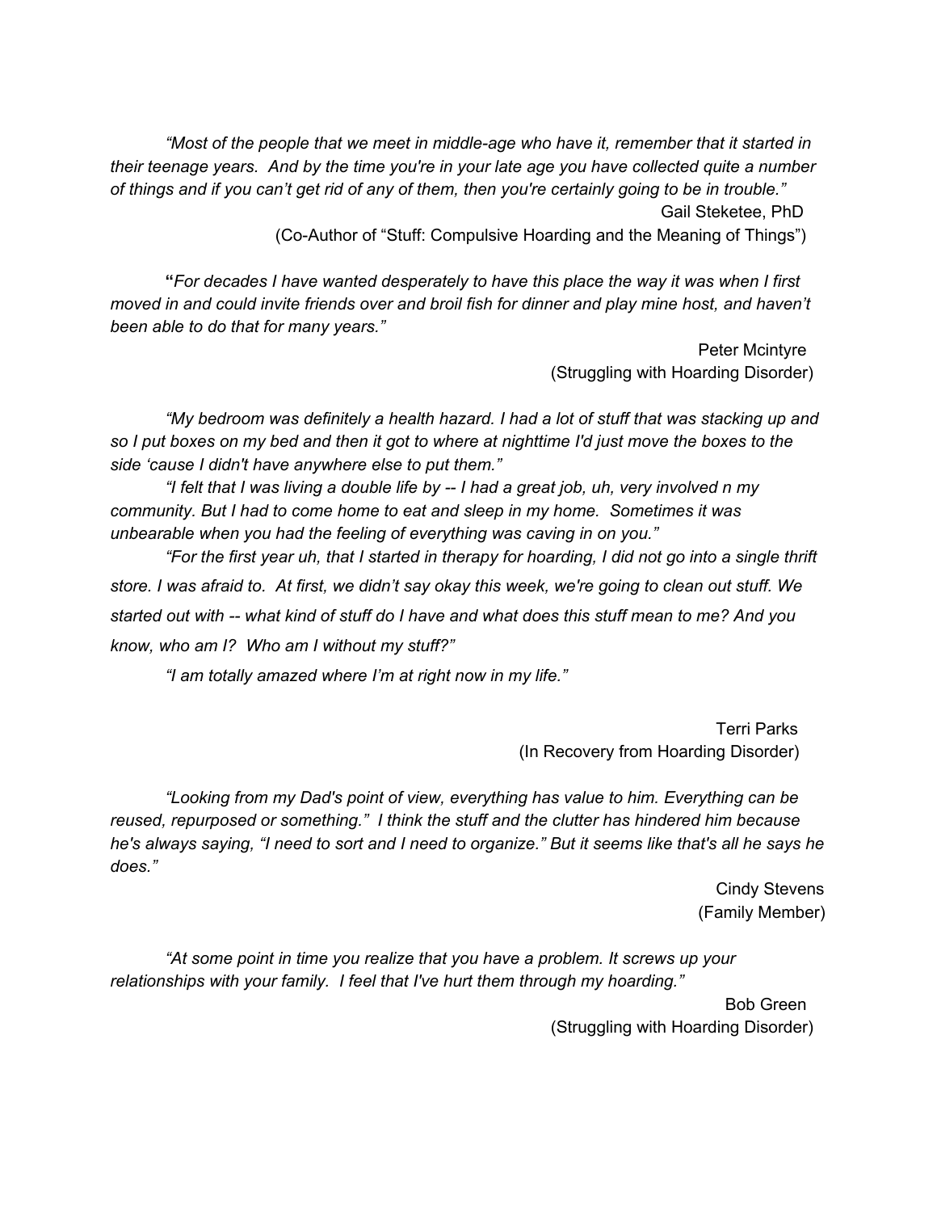*"Most of the people that we meet in middle-age who have it, remember that it started in their teenage years. And by the time you're in your late age you have collected quite a number of things and if you can't get rid of any of them, then you're certainly going to be in trouble."*

Gail Steketee, PhD
(Co-Author of "Stuff: Compulsive Hoarding and the Meaning of Things")

**"***For decades I have wanted desperately to have this place the way it was when I first moved in and could invite friends over and broil fish for dinner and play mine host, and haven't been able to do that for many years."*

Peter Mcintyre
(Struggling with Hoarding Disorder)

*"My bedroom was definitely a health hazard. I had a lot of stuff that was stacking up and so I put boxes on my bed and then it got to where at nighttime I'd just move the boxes to the side 'cause I didn't have anywhere else to put them."*

*"I felt that I was living a double life by -- I had a great job, uh, very involved n my community. But I had to come home to eat and sleep in my home. Sometimes it was unbearable when you had the feeling of everything was caving in on you."*

*"For the first year uh, that I started in therapy for hoarding, I did not go into a single thrift store. I was afraid to. At first, we didn't say okay this week, we're going to clean out stuff. We started out with -- what kind of stuff do I have and what does this stuff mean to me? And you know, who am I? Who am I without my stuff?"*

*"I am totally amazed where I'm at right now in my life."*

Terri Parks
(In Recovery from Hoarding Disorder)

*"Looking from my Dad's point of view, everything has value to him. Everything can be reused, repurposed or something." I think the stuff and the clutter has hindered him because he's always saying, "I need to sort and I need to organize." But it seems like that's all he says he does."*

Cindy Stevens
(Family Member)

*"At some point in time you realize that you have a problem. It screws up your relationships with your family. I feel that I've hurt them through my hoarding."*

Bob Green
(Struggling with Hoarding Disorder)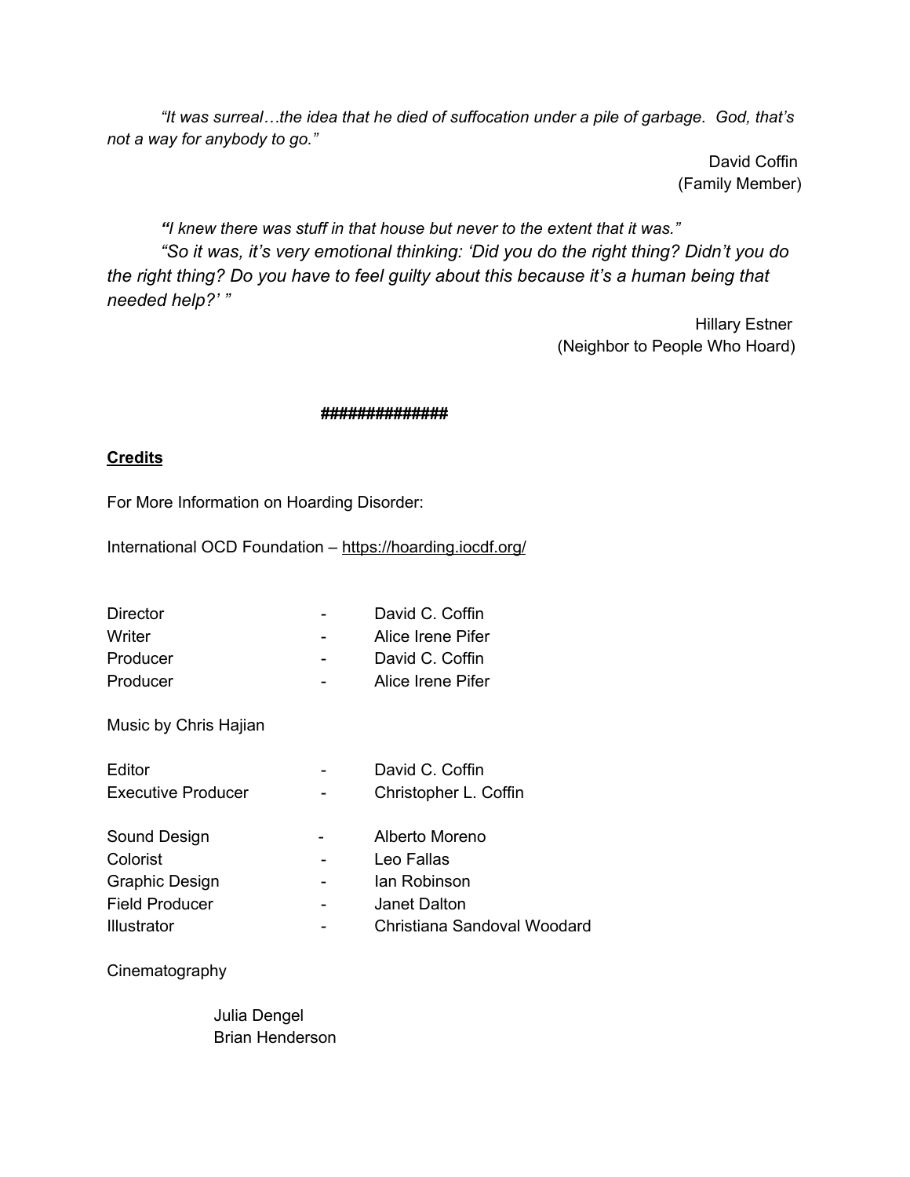*"It was surreal…the idea that he died of suffocation under a pile of garbage. God, that's not a way for anybody to go."*

David Coffin
(Family Member)

***"****I knew there was stuff in that house but never to the extent that it was."*

*"So it was, it's very emotional thinking: 'Did you do the right thing? Didn't you do the right thing? Do you have to feel guilty about this because it's a human being that needed help?' "*

Hillary Estner
(Neighbor to People Who Hoard)

**##############**

**Credits**

For More Information on Hoarding Disorder:

International OCD Foundation – https://hoarding.iocdf.org/

| | | |
|---|---|---|
| Director | - | David C. Coffin |
| Writer | - | Alice Irene Pifer |
| Producer | - | David C. Coffin |
| Producer | - | Alice Irene Pifer |

Music by Chris Hajian

| | | |
|---|---|---|
| Editor | - | David C. Coffin |
| Executive Producer | - | Christopher L. Coffin |

| | | |
|---|---|---|
| Sound Design | - | Alberto Moreno |
| Colorist | - | Leo Fallas |
| Graphic Design | - | Ian Robinson |
| Field Producer | - | Janet Dalton |
| Illustrator | - | Christiana Sandoval Woodard |

Cinematography

Julia Dengel
Brian Henderson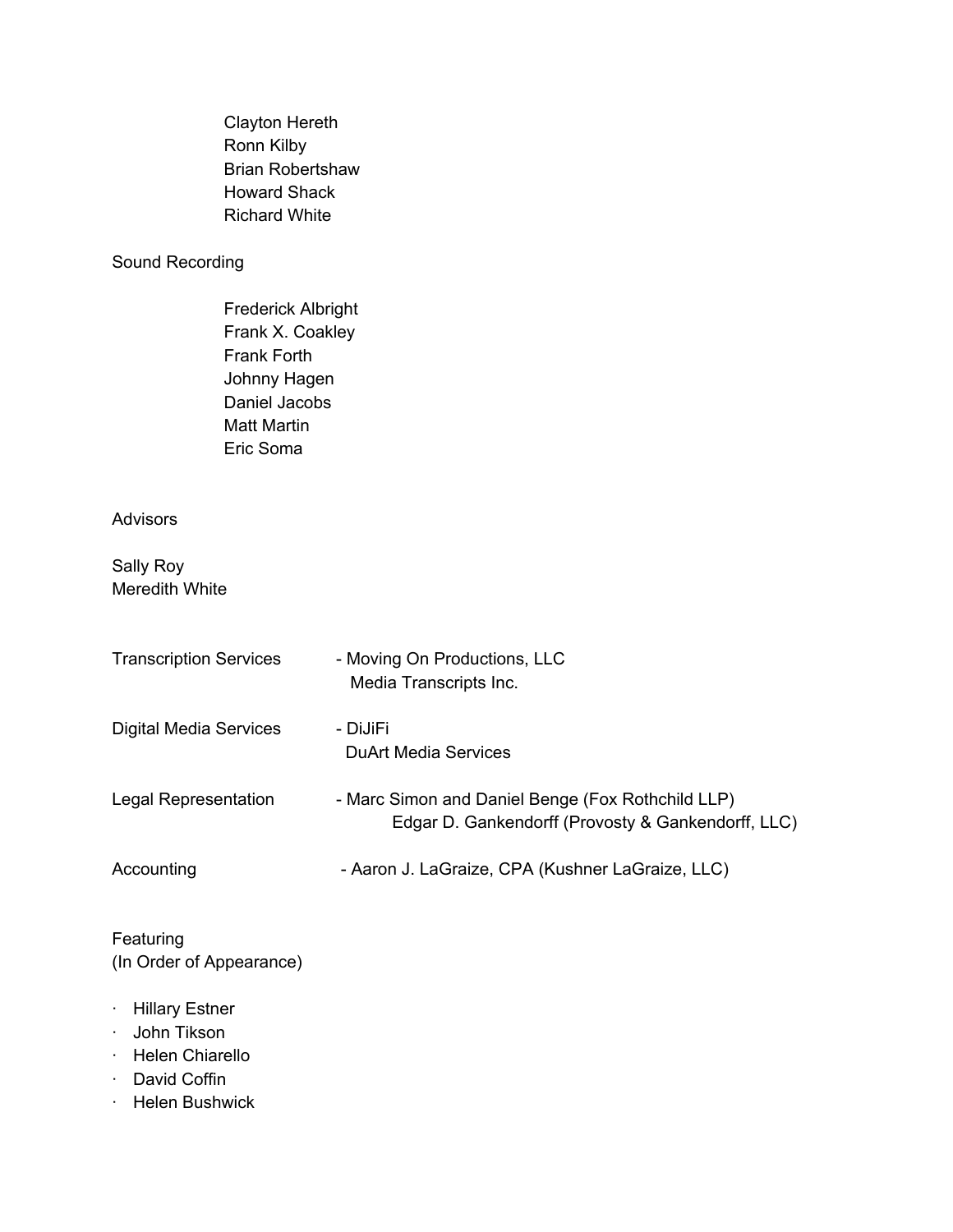Clayton Hereth
Ronn Kilby
Brian Robertshaw
Howard Shack
Richard White

Sound Recording

Frederick Albright
Frank X. Coakley
Frank Forth
Johnny Hagen
Daniel Jacobs
Matt Martin
Eric Soma

Advisors

Sally Roy
Meredith White

| | |
|---|---|
| Transcription Services | - Moving On Productions, LLC<br>Media Transcripts Inc. |
| Digital Media Services | - DiJiFi<br>DuArt Media Services |
| Legal Representation | - Marc Simon and Daniel Benge (Fox Rothchild LLP)<br>Edgar D. Gankendorff (Provosty & Gankendorff, LLC) |
| Accounting | - Aaron J. LaGraize, CPA (Kushner LaGraize, LLC) |

Featuring
(In Order of Appearance)

- Hillary Estner
- John Tikson
- Helen Chiarello
- David Coffin
- Helen Bushwick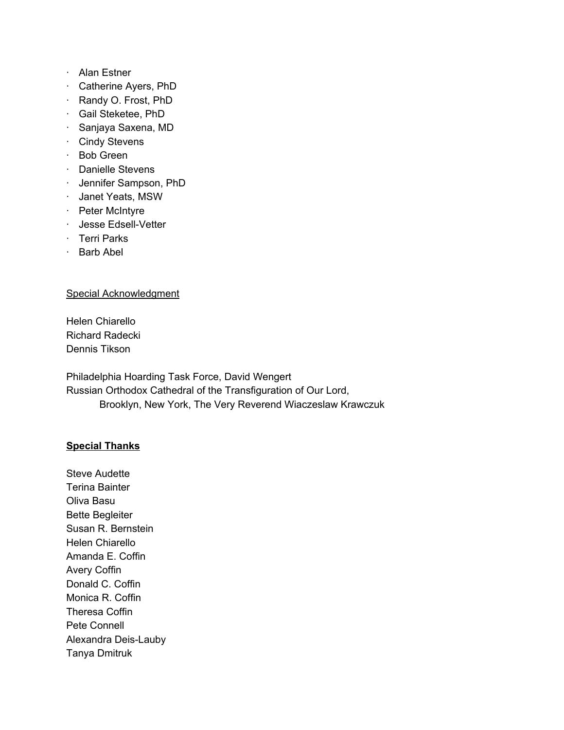- Alan Estner
- Catherine Ayers, PhD
- Randy O. Frost, PhD
- Gail Steketee, PhD
- Sanjaya Saxena, MD
- Cindy Stevens
- Bob Green
- Danielle Stevens
- Jennifer Sampson, PhD
- Janet Yeats, MSW
- Peter McIntyre
- Jesse Edsell-Vetter
- Terri Parks
- Barb Abel

Special Acknowledgment

Helen Chiarello
Richard Radecki
Dennis Tikson

Philadelphia Hoarding Task Force, David Wengert
Russian Orthodox Cathedral of the Transfiguration of Our Lord,
Brooklyn, New York, The Very Reverend Wiaczeslaw Krawczuk

**Special Thanks**

Steve Audette
Terina Bainter
Oliva Basu
Bette Begleiter
Susan R. Bernstein
Helen Chiarello
Amanda E. Coffin
Avery Coffin
Donald C. Coffin
Monica R. Coffin
Theresa Coffin
Pete Connell
Alexandra Deis-Lauby
Tanya Dmitruk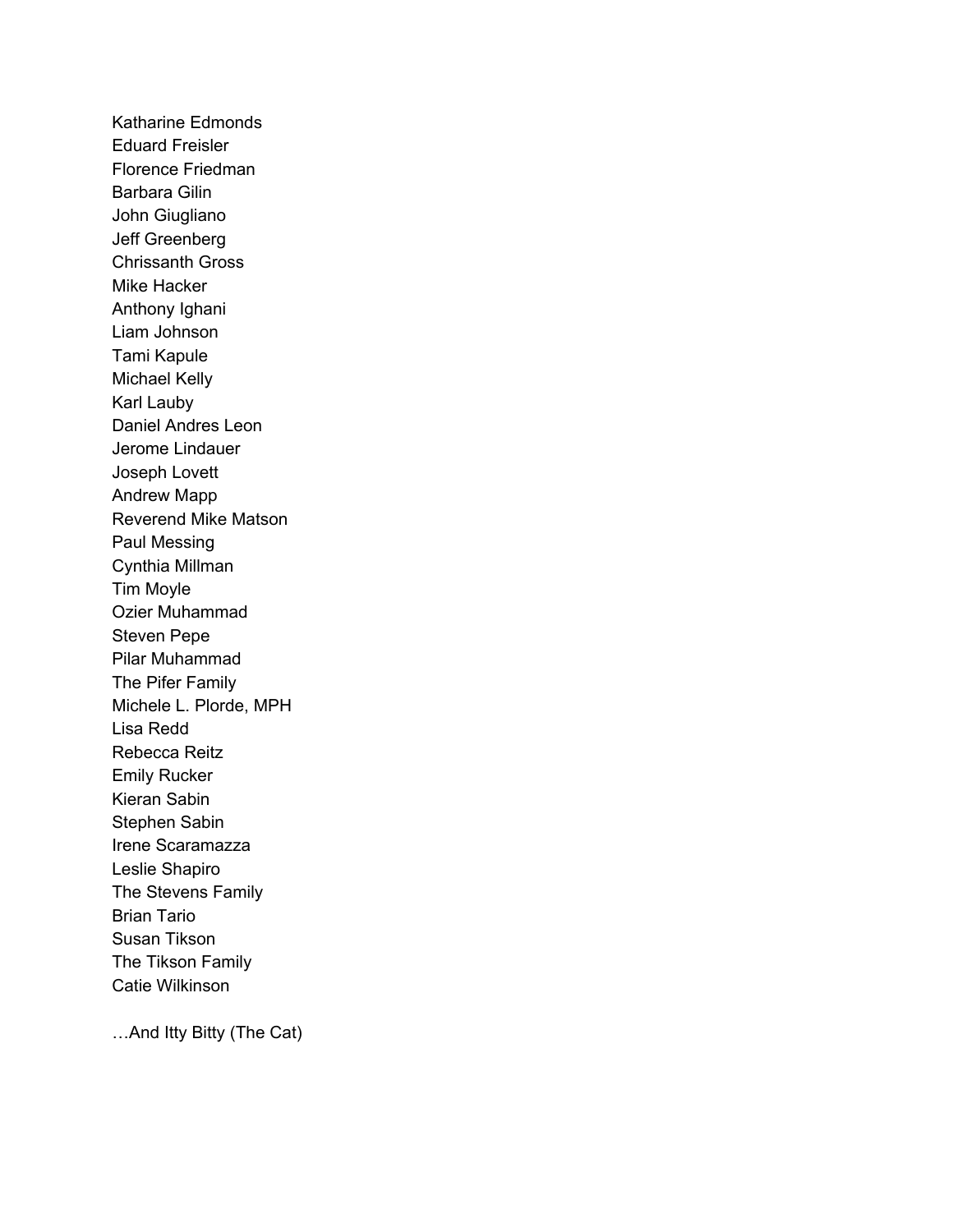Katharine Edmonds
Eduard Freisler
Florence Friedman
Barbara Gilin
John Giugliano
Jeff Greenberg
Chrissanth Gross
Mike Hacker
Anthony Ighani
Liam Johnson
Tami Kapule
Michael Kelly
Karl Lauby
Daniel Andres Leon
Jerome Lindauer
Joseph Lovett
Andrew Mapp
Reverend Mike Matson
Paul Messing
Cynthia Millman
Tim Moyle
Ozier Muhammad
Steven Pepe
Pilar Muhammad
The Pifer Family
Michele L. Plorde, MPH
Lisa Redd
Rebecca Reitz
Emily Rucker
Kieran Sabin
Stephen Sabin
Irene Scaramazza
Leslie Shapiro
The Stevens Family
Brian Tario
Susan Tikson
The Tikson Family
Catie Wilkinson

…And Itty Bitty (The Cat)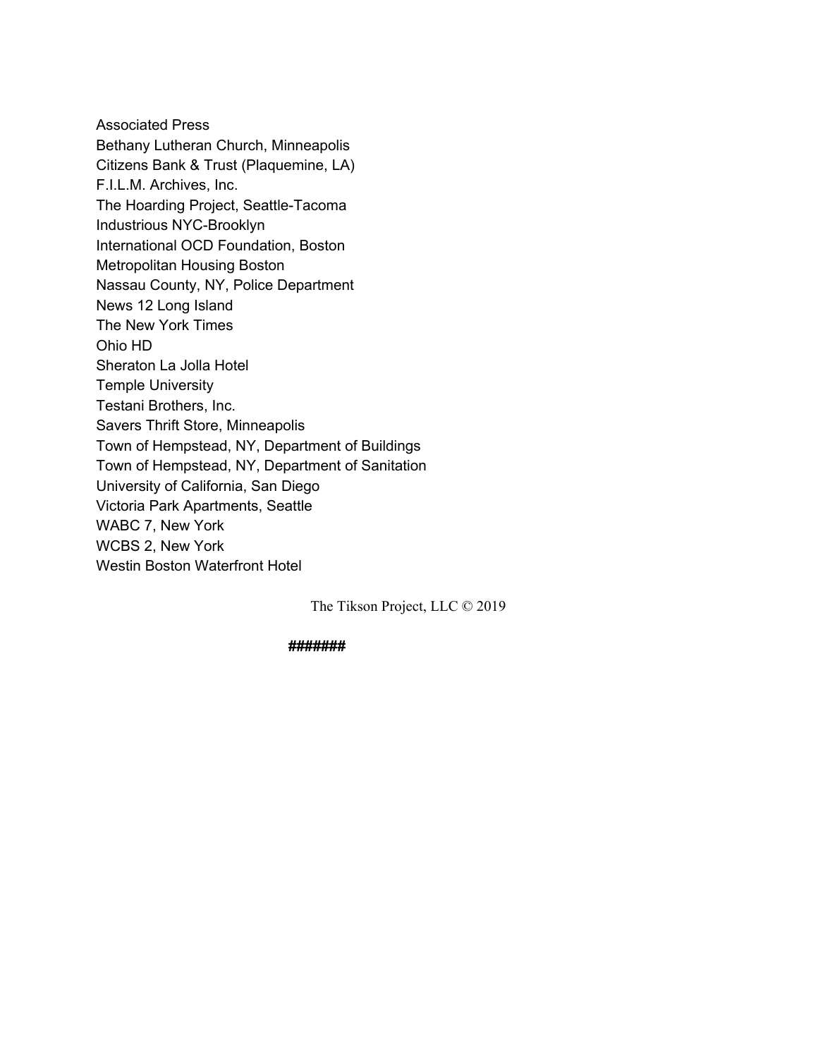Associated Press
Bethany Lutheran Church, Minneapolis
Citizens Bank & Trust (Plaquemine, LA)
F.I.L.M. Archives, Inc.
The Hoarding Project, Seattle-Tacoma
Industrious NYC-Brooklyn
International OCD Foundation, Boston
Metropolitan Housing Boston
Nassau County, NY, Police Department
News 12 Long Island
The New York Times
Ohio HD
Sheraton La Jolla Hotel
Temple University
Testani Brothers, Inc.
Savers Thrift Store, Minneapolis
Town of Hempstead, NY, Department of Buildings
Town of Hempstead, NY, Department of Sanitation
University of California, San Diego
Victoria Park Apartments, Seattle
WABC 7, New York
WCBS 2, New York
Westin Boston Waterfront Hotel

The Tikson Project, LLC © 2019

**#######**